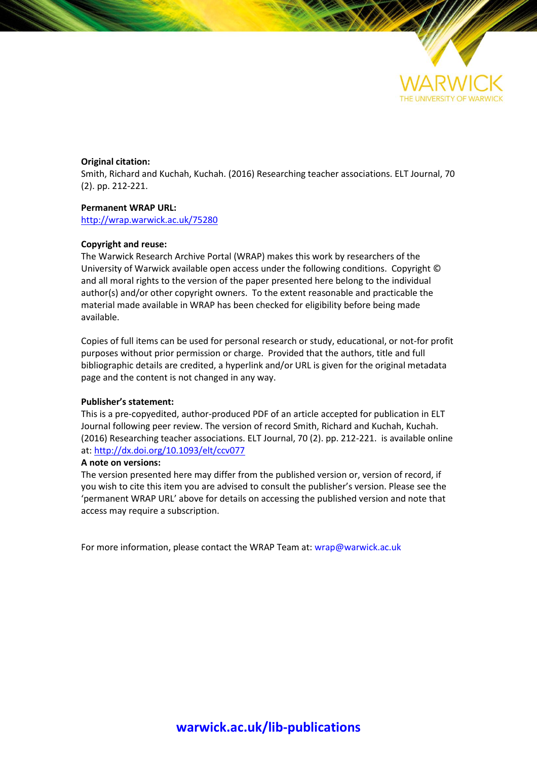**Original citation:**
Smith, Richard and Kuchah, Kuchah. (2016) Researching teacher associations. ELT Journal, 70 (2). pp. 212-221.

**Permanent WRAP URL:**
http://wrap.warwick.ac.uk/75280

**Copyright and reuse:**
The Warwick Research Archive Portal (WRAP) makes this work by researchers of the University of Warwick available open access under the following conditions. Copyright © and all moral rights to the version of the paper presented here belong to the individual author(s) and/or other copyright owners. To the extent reasonable and practicable the material made available in WRAP has been checked for eligibility before being made available.

Copies of full items can be used for personal research or study, educational, or not-for profit purposes without prior permission or charge. Provided that the authors, title and full bibliographic details are credited, a hyperlink and/or URL is given for the original metadata page and the content is not changed in any way.

**Publisher's statement:**
This is a pre-copyedited, author-produced PDF of an article accepted for publication in ELT Journal following peer review. The version of record Smith, Richard and Kuchah, Kuchah. (2016) Researching teacher associations. ELT Journal, 70 (2). pp. 212-221. is available online at: http://dx.doi.org/10.1093/elt/ccv077

**A note on versions:**
The version presented here may differ from the published version or, version of record, if you wish to cite this item you are advised to consult the publisher's version. Please see the 'permanent WRAP URL' above for details on accessing the published version and note that access may require a subscription.

For more information, please contact the WRAP Team at: wrap@warwick.ac.uk

**warwick.ac.uk/lib-publications**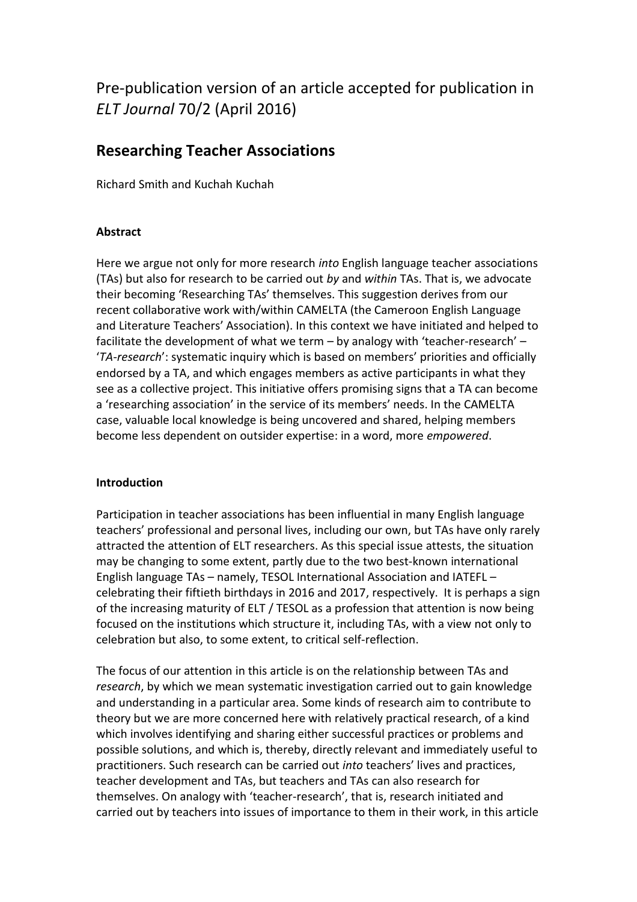Pre-publication version of an article accepted for publication in *ELT Journal* 70/2 (April 2016)

# Researching Teacher Associations

Richard Smith and Kuchah Kuchah

## Abstract

Here we argue not only for more research *into* English language teacher associations (TAs) but also for research to be carried out *by* and *within* TAs. That is, we advocate their becoming 'Researching TAs' themselves. This suggestion derives from our recent collaborative work with/within CAMELTA (the Cameroon English Language and Literature Teachers' Association). In this context we have initiated and helped to facilitate the development of what we term – by analogy with 'teacher-research' – '*TA-research*': systematic inquiry which is based on members' priorities and officially endorsed by a TA, and which engages members as active participants in what they see as a collective project. This initiative offers promising signs that a TA can become a 'researching association' in the service of its members' needs. In the CAMELTA case, valuable local knowledge is being uncovered and shared, helping members become less dependent on outsider expertise: in a word, more *empowered*.

## Introduction

Participation in teacher associations has been influential in many English language teachers' professional and personal lives, including our own, but TAs have only rarely attracted the attention of ELT researchers. As this special issue attests, the situation may be changing to some extent, partly due to the two best-known international English language TAs – namely, TESOL International Association and IATEFL – celebrating their fiftieth birthdays in 2016 and 2017, respectively. It is perhaps a sign of the increasing maturity of ELT / TESOL as a profession that attention is now being focused on the institutions which structure it, including TAs, with a view not only to celebration but also, to some extent, to critical self-reflection.

The focus of our attention in this article is on the relationship between TAs and *research*, by which we mean systematic investigation carried out to gain knowledge and understanding in a particular area. Some kinds of research aim to contribute to theory but we are more concerned here with relatively practical research, of a kind which involves identifying and sharing either successful practices or problems and possible solutions, and which is, thereby, directly relevant and immediately useful to practitioners. Such research can be carried out *into* teachers' lives and practices, teacher development and TAs, but teachers and TAs can also research for themselves. On analogy with 'teacher-research', that is, research initiated and carried out by teachers into issues of importance to them in their work, in this article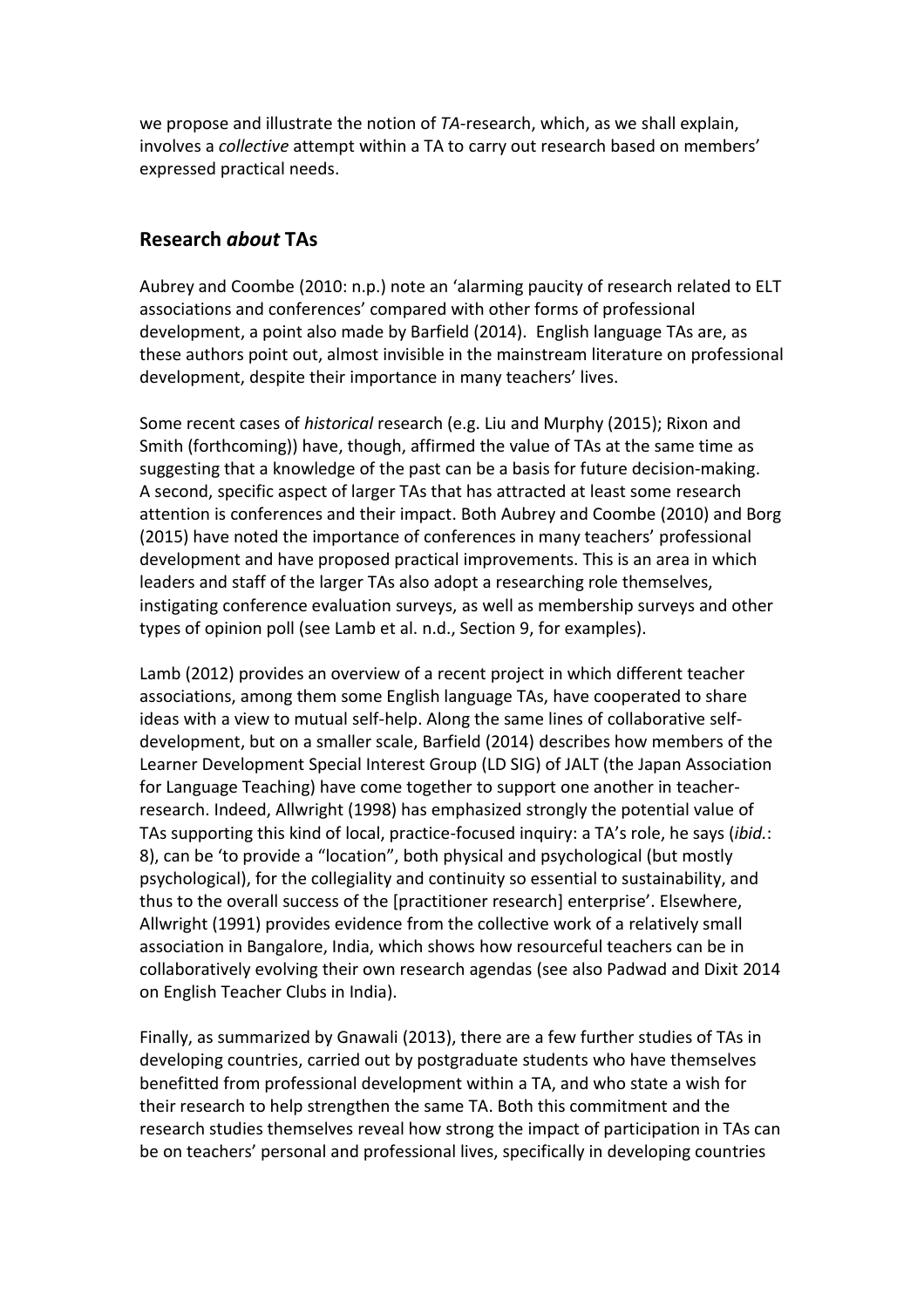we propose and illustrate the notion of *TA*-research, which, as we shall explain, involves a *collective* attempt within a TA to carry out research based on members' expressed practical needs.

## Research *about* TAs

Aubrey and Coombe (2010: n.p.) note an 'alarming paucity of research related to ELT associations and conferences' compared with other forms of professional development, a point also made by Barfield (2014). English language TAs are, as these authors point out, almost invisible in the mainstream literature on professional development, despite their importance in many teachers' lives.

Some recent cases of *historical* research (e.g. Liu and Murphy (2015); Rixon and Smith (forthcoming)) have, though, affirmed the value of TAs at the same time as suggesting that a knowledge of the past can be a basis for future decision-making. A second, specific aspect of larger TAs that has attracted at least some research attention is conferences and their impact. Both Aubrey and Coombe (2010) and Borg (2015) have noted the importance of conferences in many teachers' professional development and have proposed practical improvements. This is an area in which leaders and staff of the larger TAs also adopt a researching role themselves, instigating conference evaluation surveys, as well as membership surveys and other types of opinion poll (see Lamb et al. n.d., Section 9, for examples).

Lamb (2012) provides an overview of a recent project in which different teacher associations, among them some English language TAs, have cooperated to share ideas with a view to mutual self-help. Along the same lines of collaborative self-development, but on a smaller scale, Barfield (2014) describes how members of the Learner Development Special Interest Group (LD SIG) of JALT (the Japan Association for Language Teaching) have come together to support one another in teacher-research. Indeed, Allwright (1998) has emphasized strongly the potential value of TAs supporting this kind of local, practice-focused inquiry: a TA's role, he says (*ibid.*: 8), can be 'to provide a "location", both physical and psychological (but mostly psychological), for the collegiality and continuity so essential to sustainability, and thus to the overall success of the [practitioner research] enterprise'. Elsewhere, Allwright (1991) provides evidence from the collective work of a relatively small association in Bangalore, India, which shows how resourceful teachers can be in collaboratively evolving their own research agendas (see also Padwad and Dixit 2014 on English Teacher Clubs in India).

Finally, as summarized by Gnawali (2013), there are a few further studies of TAs in developing countries, carried out by postgraduate students who have themselves benefitted from professional development within a TA, and who state a wish for their research to help strengthen the same TA. Both this commitment and the research studies themselves reveal how strong the impact of participation in TAs can be on teachers' personal and professional lives, specifically in developing countries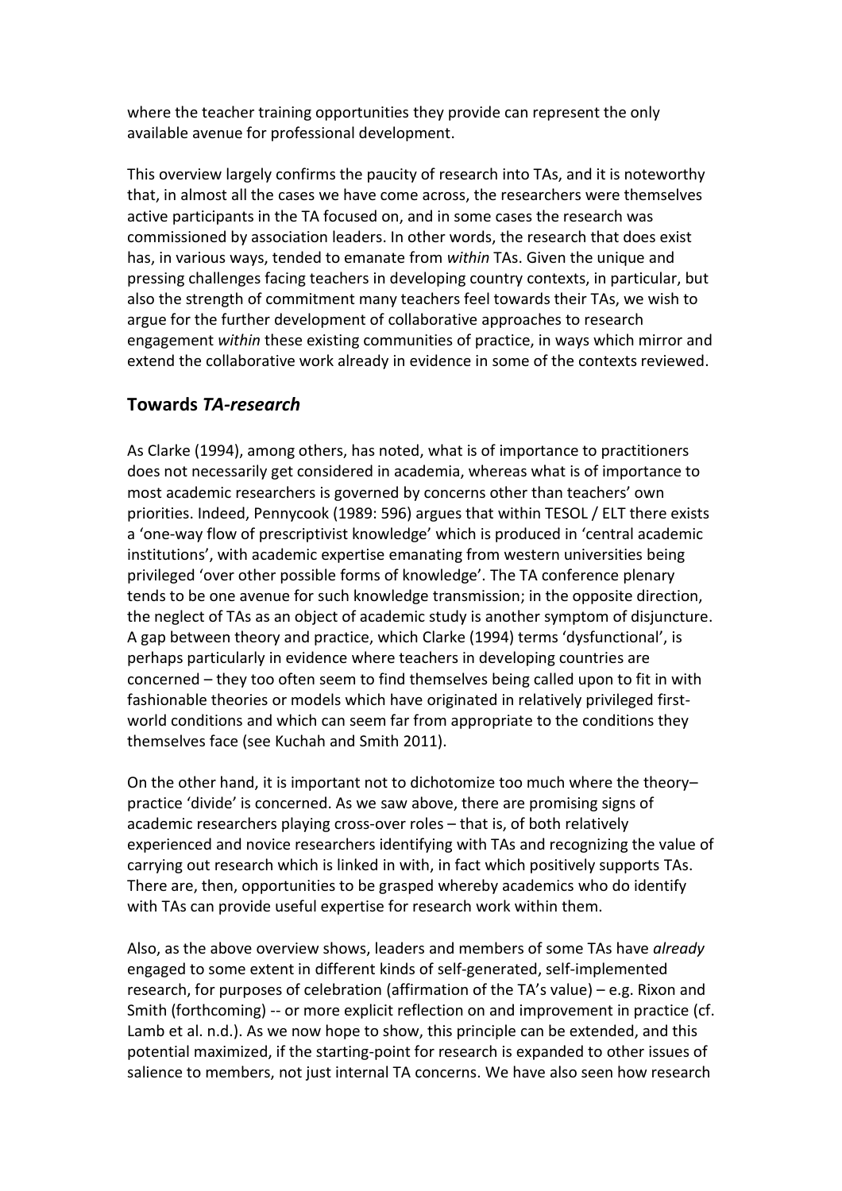where the teacher training opportunities they provide can represent the only available avenue for professional development.

This overview largely confirms the paucity of research into TAs, and it is noteworthy that, in almost all the cases we have come across, the researchers were themselves active participants in the TA focused on, and in some cases the research was commissioned by association leaders. In other words, the research that does exist has, in various ways, tended to emanate from *within* TAs. Given the unique and pressing challenges facing teachers in developing country contexts, in particular, but also the strength of commitment many teachers feel towards their TAs, we wish to argue for the further development of collaborative approaches to research engagement *within* these existing communities of practice, in ways which mirror and extend the collaborative work already in evidence in some of the contexts reviewed.

## Towards *TA-research*

As Clarke (1994), among others, has noted, what is of importance to practitioners does not necessarily get considered in academia, whereas what is of importance to most academic researchers is governed by concerns other than teachers' own priorities. Indeed, Pennycook (1989: 596) argues that within TESOL / ELT there exists a 'one-way flow of prescriptivist knowledge' which is produced in 'central academic institutions', with academic expertise emanating from western universities being privileged 'over other possible forms of knowledge'. The TA conference plenary tends to be one avenue for such knowledge transmission; in the opposite direction, the neglect of TAs as an object of academic study is another symptom of disjuncture. A gap between theory and practice, which Clarke (1994) terms 'dysfunctional', is perhaps particularly in evidence where teachers in developing countries are concerned – they too often seem to find themselves being called upon to fit in with fashionable theories or models which have originated in relatively privileged first-world conditions and which can seem far from appropriate to the conditions they themselves face (see Kuchah and Smith 2011).

On the other hand, it is important not to dichotomize too much where the theory–practice 'divide' is concerned. As we saw above, there are promising signs of academic researchers playing cross-over roles – that is, of both relatively experienced and novice researchers identifying with TAs and recognizing the value of carrying out research which is linked in with, in fact which positively supports TAs. There are, then, opportunities to be grasped whereby academics who do identify with TAs can provide useful expertise for research work within them.

Also, as the above overview shows, leaders and members of some TAs have *already* engaged to some extent in different kinds of self-generated, self-implemented research, for purposes of celebration (affirmation of the TA's value) – e.g. Rixon and Smith (forthcoming) -- or more explicit reflection on and improvement in practice (cf. Lamb et al. n.d.). As we now hope to show, this principle can be extended, and this potential maximized, if the starting-point for research is expanded to other issues of salience to members, not just internal TA concerns. We have also seen how research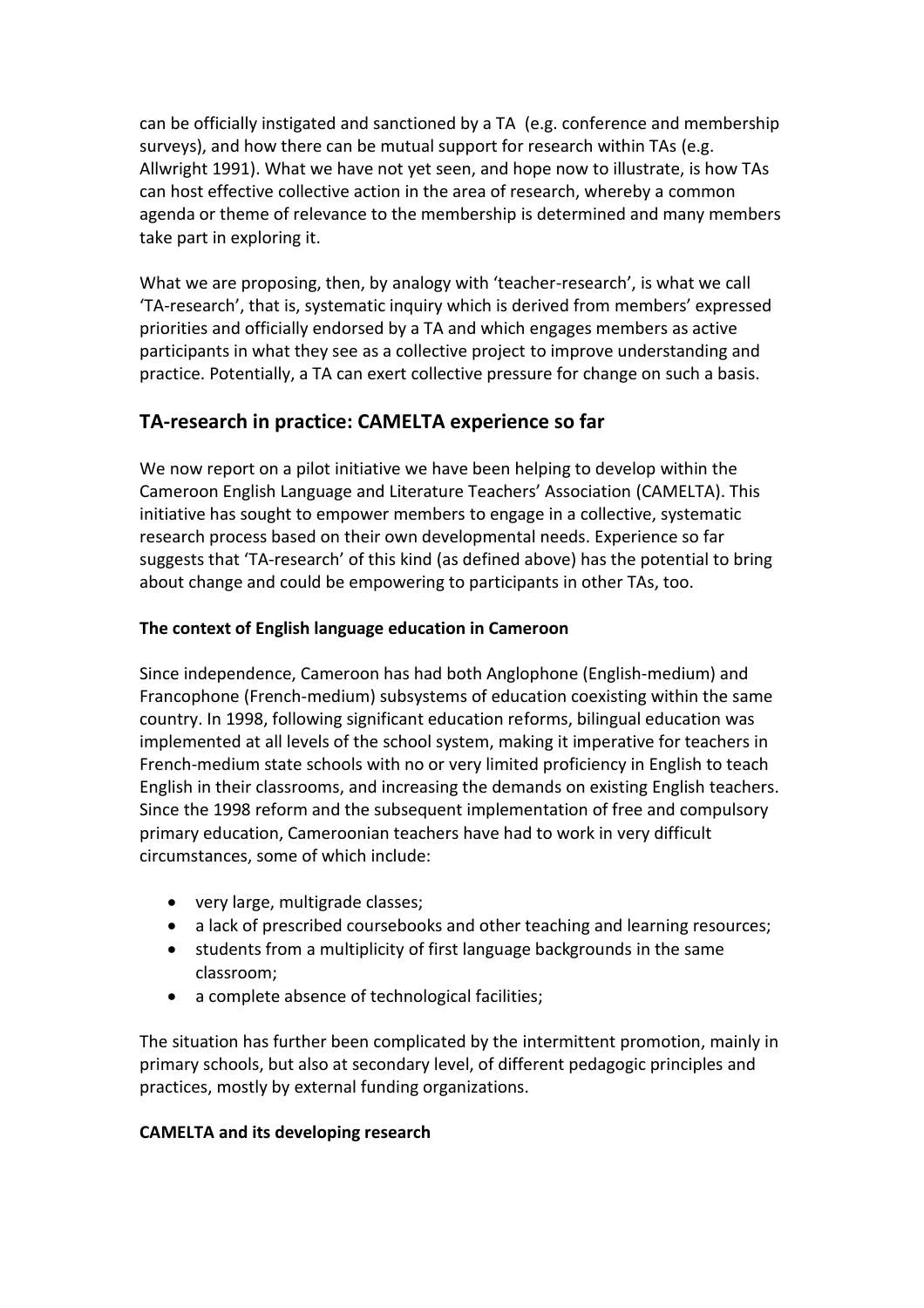can be officially instigated and sanctioned by a TA (e.g. conference and membership surveys), and how there can be mutual support for research within TAs (e.g. Allwright 1991). What we have not yet seen, and hope now to illustrate, is how TAs can host effective collective action in the area of research, whereby a common agenda or theme of relevance to the membership is determined and many members take part in exploring it.

What we are proposing, then, by analogy with 'teacher-research', is what we call 'TA-research', that is, systematic inquiry which is derived from members' expressed priorities and officially endorsed by a TA and which engages members as active participants in what they see as a collective project to improve understanding and practice. Potentially, a TA can exert collective pressure for change on such a basis.

## TA-research in practice: CAMELTA experience so far

We now report on a pilot initiative we have been helping to develop within the Cameroon English Language and Literature Teachers' Association (CAMELTA). This initiative has sought to empower members to engage in a collective, systematic research process based on their own developmental needs. Experience so far suggests that 'TA-research' of this kind (as defined above) has the potential to bring about change and could be empowering to participants in other TAs, too.

### The context of English language education in Cameroon

Since independence, Cameroon has had both Anglophone (English-medium) and Francophone (French-medium) subsystems of education coexisting within the same country. In 1998, following significant education reforms, bilingual education was implemented at all levels of the school system, making it imperative for teachers in French-medium state schools with no or very limited proficiency in English to teach English in their classrooms, and increasing the demands on existing English teachers. Since the 1998 reform and the subsequent implementation of free and compulsory primary education, Cameroonian teachers have had to work in very difficult circumstances, some of which include:

- very large, multigrade classes;
- a lack of prescribed coursebooks and other teaching and learning resources;
- students from a multiplicity of first language backgrounds in the same classroom;
- a complete absence of technological facilities;

The situation has further been complicated by the intermittent promotion, mainly in primary schools, but also at secondary level, of different pedagogic principles and practices, mostly by external funding organizations.

### CAMELTA and its developing research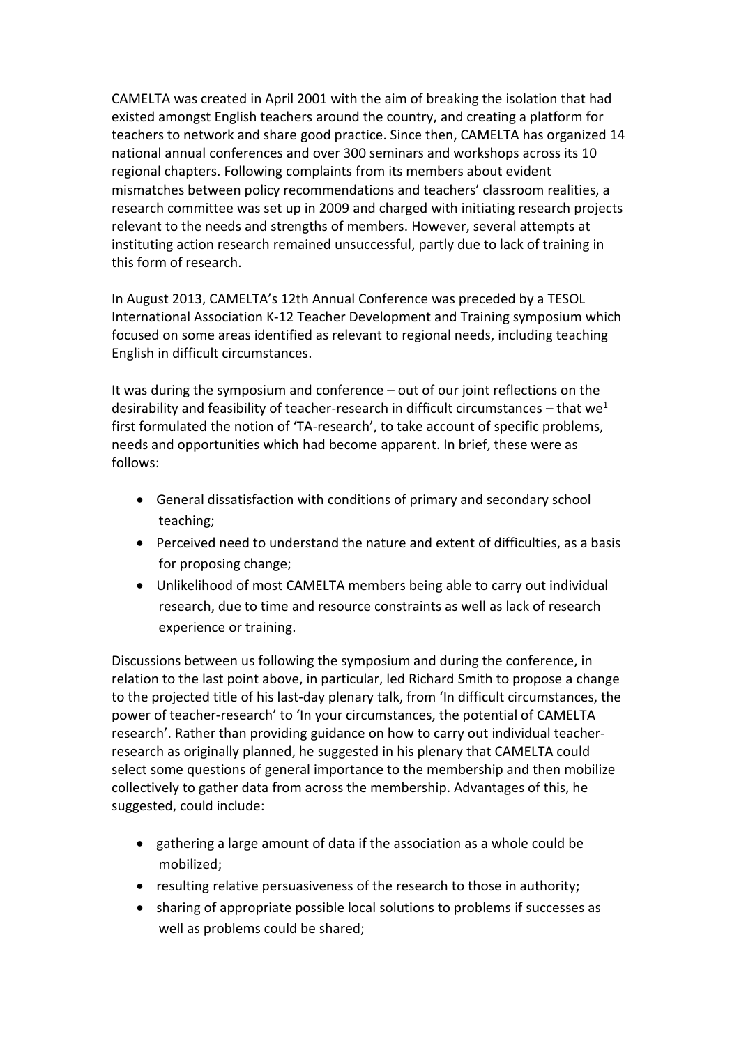CAMELTA was created in April 2001 with the aim of breaking the isolation that had existed amongst English teachers around the country, and creating a platform for teachers to network and share good practice. Since then, CAMELTA has organized 14 national annual conferences and over 300 seminars and workshops across its 10 regional chapters. Following complaints from its members about evident mismatches between policy recommendations and teachers' classroom realities, a research committee was set up in 2009 and charged with initiating research projects relevant to the needs and strengths of members. However, several attempts at instituting action research remained unsuccessful, partly due to lack of training in this form of research.

In August 2013, CAMELTA's 12th Annual Conference was preceded by a TESOL International Association K-12 Teacher Development and Training symposium which focused on some areas identified as relevant to regional needs, including teaching English in difficult circumstances.

It was during the symposium and conference – out of our joint reflections on the desirability and feasibility of teacher-research in difficult circumstances – that we[1] first formulated the notion of 'TA-research', to take account of specific problems, needs and opportunities which had become apparent. In brief, these were as follows:

- General dissatisfaction with conditions of primary and secondary school teaching;
- Perceived need to understand the nature and extent of difficulties, as a basis for proposing change;
- Unlikelihood of most CAMELTA members being able to carry out individual research, due to time and resource constraints as well as lack of research experience or training.

Discussions between us following the symposium and during the conference, in relation to the last point above, in particular, led Richard Smith to propose a change to the projected title of his last-day plenary talk, from 'In difficult circumstances, the power of teacher-research' to 'In your circumstances, the potential of CAMELTA research'. Rather than providing guidance on how to carry out individual teacher-research as originally planned, he suggested in his plenary that CAMELTA could select some questions of general importance to the membership and then mobilize collectively to gather data from across the membership. Advantages of this, he suggested, could include:

- gathering a large amount of data if the association as a whole could be mobilized;
- resulting relative persuasiveness of the research to those in authority;
- sharing of appropriate possible local solutions to problems if successes as well as problems could be shared;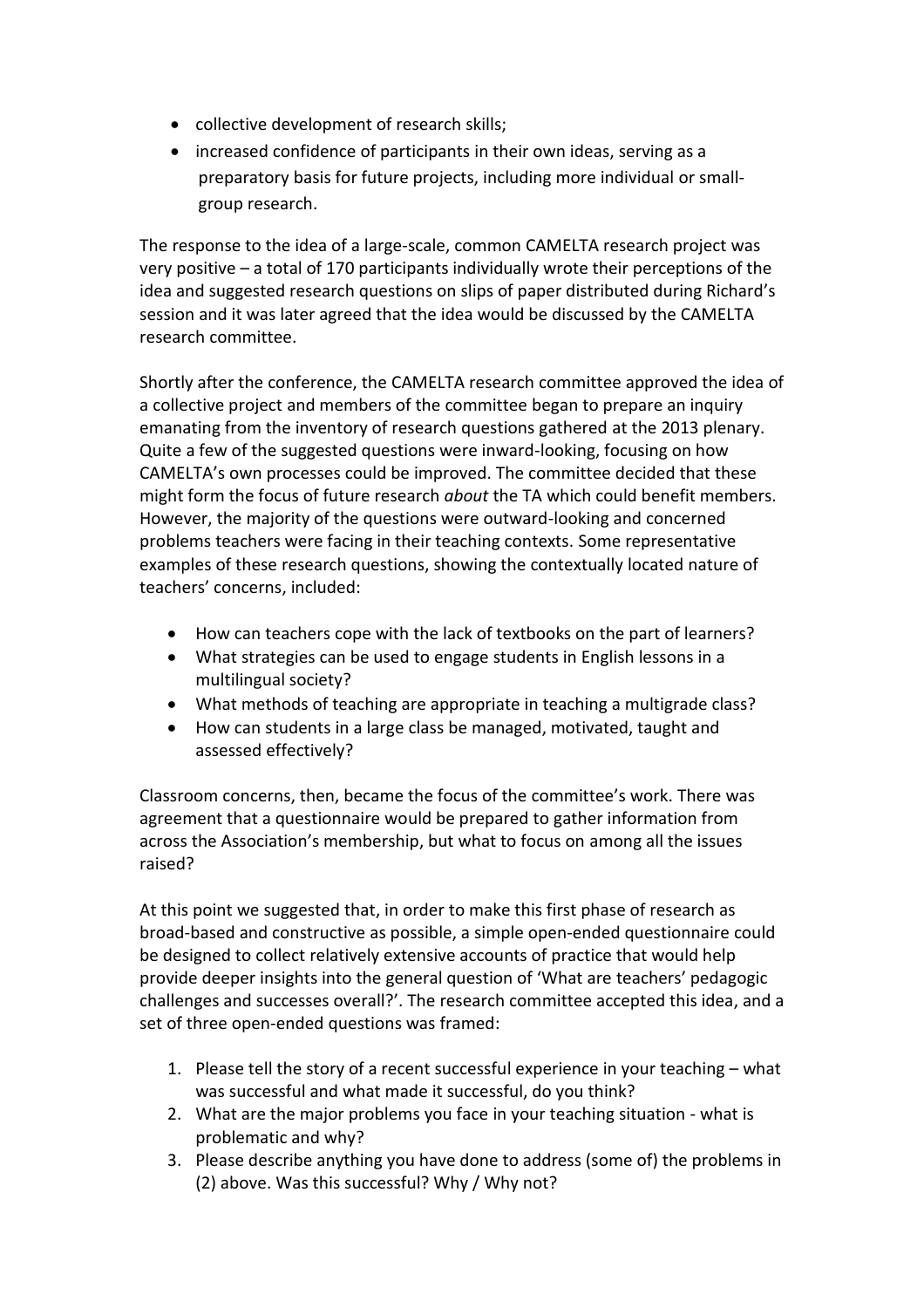- collective development of research skills;
- increased confidence of participants in their own ideas, serving as a preparatory basis for future projects, including more individual or small-group research.

The response to the idea of a large-scale, common CAMELTA research project was very positive – a total of 170 participants individually wrote their perceptions of the idea and suggested research questions on slips of paper distributed during Richard's session and it was later agreed that the idea would be discussed by the CAMELTA research committee.

Shortly after the conference, the CAMELTA research committee approved the idea of a collective project and members of the committee began to prepare an inquiry emanating from the inventory of research questions gathered at the 2013 plenary. Quite a few of the suggested questions were inward-looking, focusing on how CAMELTA's own processes could be improved. The committee decided that these might form the focus of future research *about* the TA which could benefit members. However, the majority of the questions were outward-looking and concerned problems teachers were facing in their teaching contexts. Some representative examples of these research questions, showing the contextually located nature of teachers' concerns, included:

- How can teachers cope with the lack of textbooks on the part of learners?
- What strategies can be used to engage students in English lessons in a multilingual society?
- What methods of teaching are appropriate in teaching a multigrade class?
- How can students in a large class be managed, motivated, taught and assessed effectively?

Classroom concerns, then, became the focus of the committee's work. There was agreement that a questionnaire would be prepared to gather information from across the Association's membership, but what to focus on among all the issues raised?

At this point we suggested that, in order to make this first phase of research as broad-based and constructive as possible, a simple open-ended questionnaire could be designed to collect relatively extensive accounts of practice that would help provide deeper insights into the general question of 'What are teachers' pedagogic challenges and successes overall?'. The research committee accepted this idea, and a set of three open-ended questions was framed:

1. Please tell the story of a recent successful experience in your teaching – what was successful and what made it successful, do you think?
2. What are the major problems you face in your teaching situation - what is problematic and why?
3. Please describe anything you have done to address (some of) the problems in (2) above. Was this successful? Why / Why not?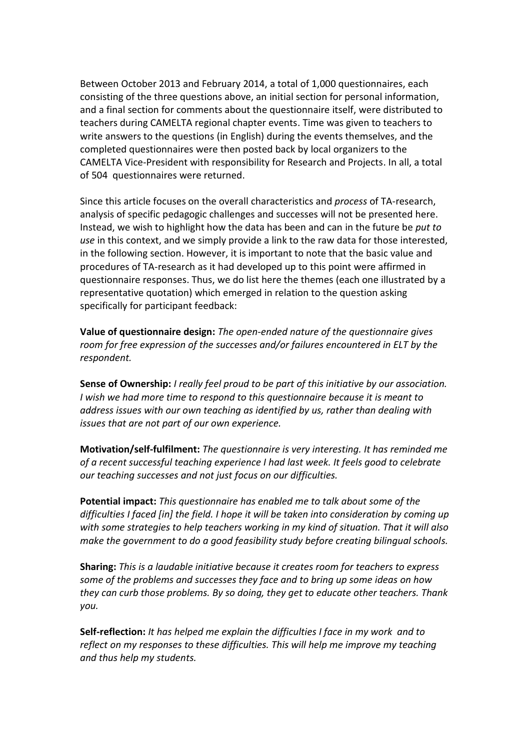Between October 2013 and February 2014, a total of 1,000 questionnaires, each consisting of the three questions above, an initial section for personal information, and a final section for comments about the questionnaire itself, were distributed to teachers during CAMELTA regional chapter events. Time was given to teachers to write answers to the questions (in English) during the events themselves, and the completed questionnaires were then posted back by local organizers to the CAMELTA Vice-President with responsibility for Research and Projects. In all, a total of 504 questionnaires were returned.

Since this article focuses on the overall characteristics and *process* of TA-research, analysis of specific pedagogic challenges and successes will not be presented here. Instead, we wish to highlight how the data has been and can in the future be *put to use* in this context, and we simply provide a link to the raw data for those interested, in the following section. However, it is important to note that the basic value and procedures of TA-research as it had developed up to this point were affirmed in questionnaire responses. Thus, we do list here the themes (each one illustrated by a representative quotation) which emerged in relation to the question asking specifically for participant feedback:

**Value of questionnaire design:** *The open-ended nature of the questionnaire gives room for free expression of the successes and/or failures encountered in ELT by the respondent.*

**Sense of Ownership:** *I really feel proud to be part of this initiative by our association. I wish we had more time to respond to this questionnaire because it is meant to address issues with our own teaching as identified by us, rather than dealing with issues that are not part of our own experience.*

**Motivation/self-fulfilment:** *The questionnaire is very interesting. It has reminded me of a recent successful teaching experience I had last week. It feels good to celebrate our teaching successes and not just focus on our difficulties.*

**Potential impact:** *This questionnaire has enabled me to talk about some of the difficulties I faced [in] the field. I hope it will be taken into consideration by coming up with some strategies to help teachers working in my kind of situation. That it will also make the government to do a good feasibility study before creating bilingual schools.*

**Sharing:** *This is a laudable initiative because it creates room for teachers to express some of the problems and successes they face and to bring up some ideas on how they can curb those problems. By so doing, they get to educate other teachers. Thank you.*

**Self-reflection:** *It has helped me explain the difficulties I face in my work and to reflect on my responses to these difficulties. This will help me improve my teaching and thus help my students.*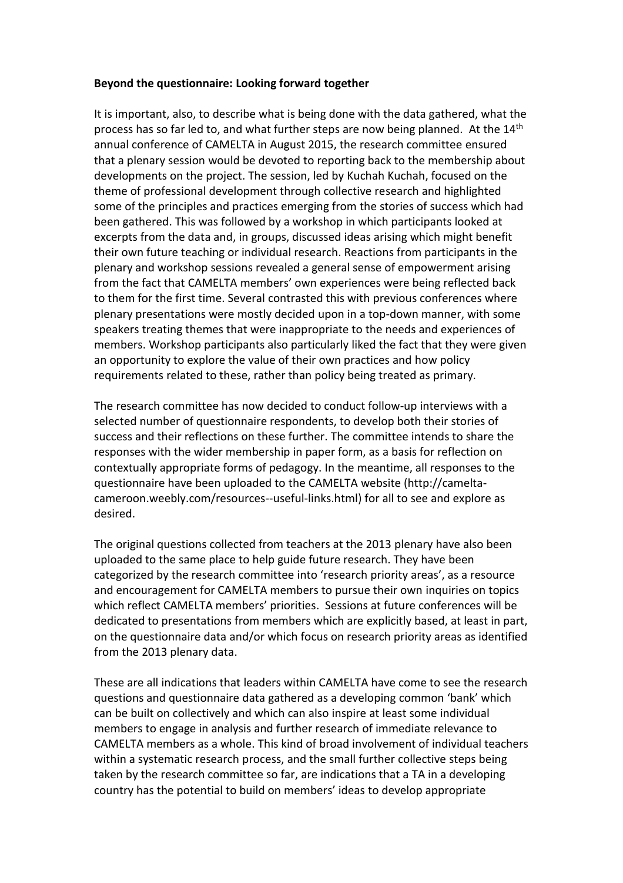**Beyond the questionnaire: Looking forward together**

It is important, also, to describe what is being done with the data gathered, what the process has so far led to, and what further steps are now being planned. At the 14th annual conference of CAMELTA in August 2015, the research committee ensured that a plenary session would be devoted to reporting back to the membership about developments on the project. The session, led by Kuchah Kuchah, focused on the theme of professional development through collective research and highlighted some of the principles and practices emerging from the stories of success which had been gathered. This was followed by a workshop in which participants looked at excerpts from the data and, in groups, discussed ideas arising which might benefit their own future teaching or individual research. Reactions from participants in the plenary and workshop sessions revealed a general sense of empowerment arising from the fact that CAMELTA members' own experiences were being reflected back to them for the first time. Several contrasted this with previous conferences where plenary presentations were mostly decided upon in a top-down manner, with some speakers treating themes that were inappropriate to the needs and experiences of members. Workshop participants also particularly liked the fact that they were given an opportunity to explore the value of their own practices and how policy requirements related to these, rather than policy being treated as primary.

The research committee has now decided to conduct follow-up interviews with a selected number of questionnaire respondents, to develop both their stories of success and their reflections on these further. The committee intends to share the responses with the wider membership in paper form, as a basis for reflection on contextually appropriate forms of pedagogy. In the meantime, all responses to the questionnaire have been uploaded to the CAMELTA website (http://camelta-cameroon.weebly.com/resources--useful-links.html) for all to see and explore as desired.

The original questions collected from teachers at the 2013 plenary have also been uploaded to the same place to help guide future research. They have been categorized by the research committee into 'research priority areas', as a resource and encouragement for CAMELTA members to pursue their own inquiries on topics which reflect CAMELTA members' priorities. Sessions at future conferences will be dedicated to presentations from members which are explicitly based, at least in part, on the questionnaire data and/or which focus on research priority areas as identified from the 2013 plenary data.

These are all indications that leaders within CAMELTA have come to see the research questions and questionnaire data gathered as a developing common 'bank' which can be built on collectively and which can also inspire at least some individual members to engage in analysis and further research of immediate relevance to CAMELTA members as a whole. This kind of broad involvement of individual teachers within a systematic research process, and the small further collective steps being taken by the research committee so far, are indications that a TA in a developing country has the potential to build on members' ideas to develop appropriate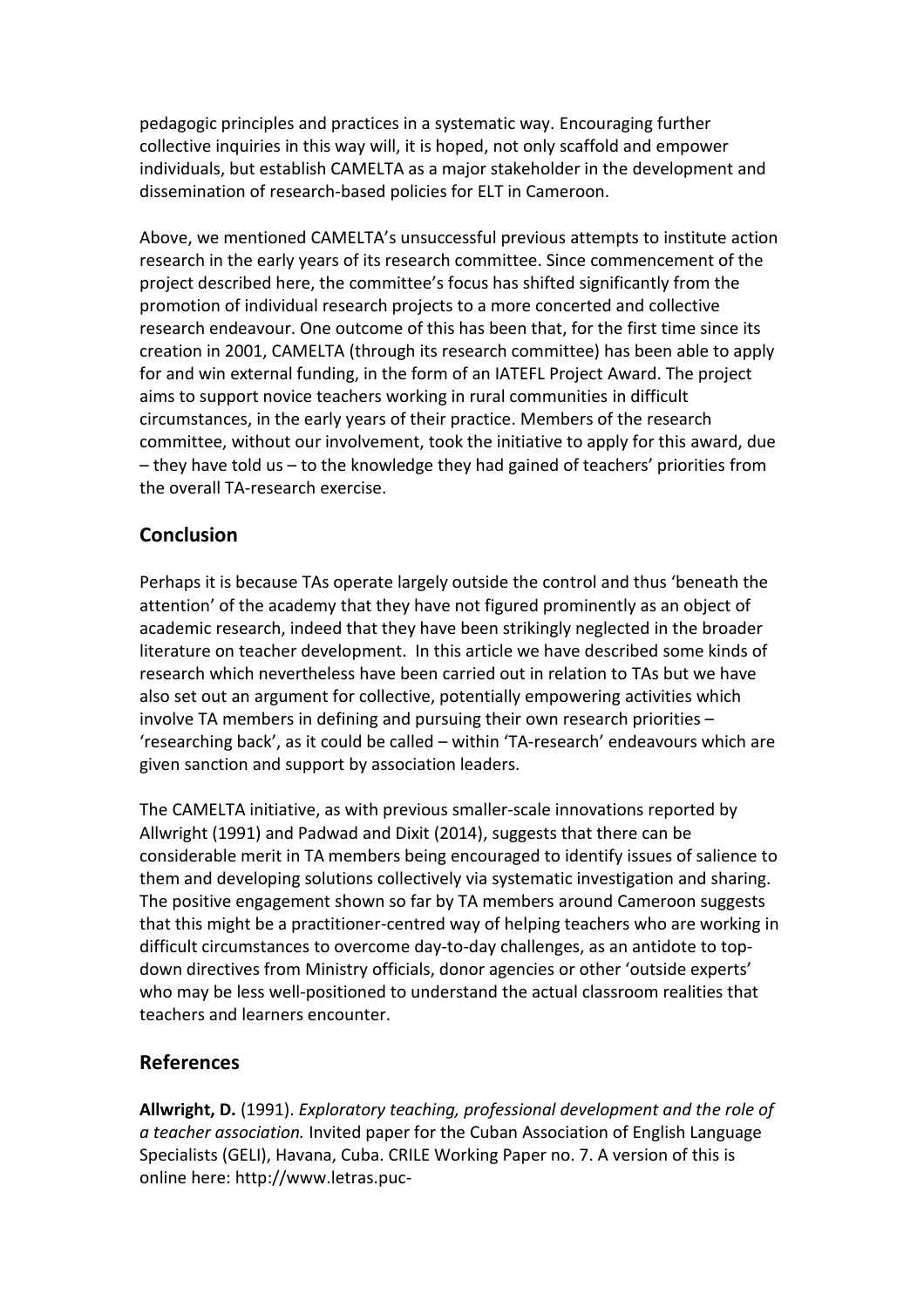pedagogic principles and practices in a systematic way. Encouraging further collective inquiries in this way will, it is hoped, not only scaffold and empower individuals, but establish CAMELTA as a major stakeholder in the development and dissemination of research-based policies for ELT in Cameroon.

Above, we mentioned CAMELTA's unsuccessful previous attempts to institute action research in the early years of its research committee. Since commencement of the project described here, the committee's focus has shifted significantly from the promotion of individual research projects to a more concerted and collective research endeavour. One outcome of this has been that, for the first time since its creation in 2001, CAMELTA (through its research committee) has been able to apply for and win external funding, in the form of an IATEFL Project Award. The project aims to support novice teachers working in rural communities in difficult circumstances, in the early years of their practice. Members of the research committee, without our involvement, took the initiative to apply for this award, due – they have told us – to the knowledge they had gained of teachers' priorities from the overall TA-research exercise.

## Conclusion

Perhaps it is because TAs operate largely outside the control and thus 'beneath the attention' of the academy that they have not figured prominently as an object of academic research, indeed that they have been strikingly neglected in the broader literature on teacher development. In this article we have described some kinds of research which nevertheless have been carried out in relation to TAs but we have also set out an argument for collective, potentially empowering activities which involve TA members in defining and pursuing their own research priorities – 'researching back', as it could be called – within 'TA-research' endeavours which are given sanction and support by association leaders.

The CAMELTA initiative, as with previous smaller-scale innovations reported by Allwright (1991) and Padwad and Dixit (2014), suggests that there can be considerable merit in TA members being encouraged to identify issues of salience to them and developing solutions collectively via systematic investigation and sharing. The positive engagement shown so far by TA members around Cameroon suggests that this might be a practitioner-centred way of helping teachers who are working in difficult circumstances to overcome day-to-day challenges, as an antidote to top-down directives from Ministry officials, donor agencies or other 'outside experts' who may be less well-positioned to understand the actual classroom realities that teachers and learners encounter.

## References

**Allwright, D.** (1991). *Exploratory teaching, professional development and the role of a teacher association.* Invited paper for the Cuban Association of English Language Specialists (GELI), Havana, Cuba. CRILE Working Paper no. 7. A version of this is online here: http://www.letras.puc-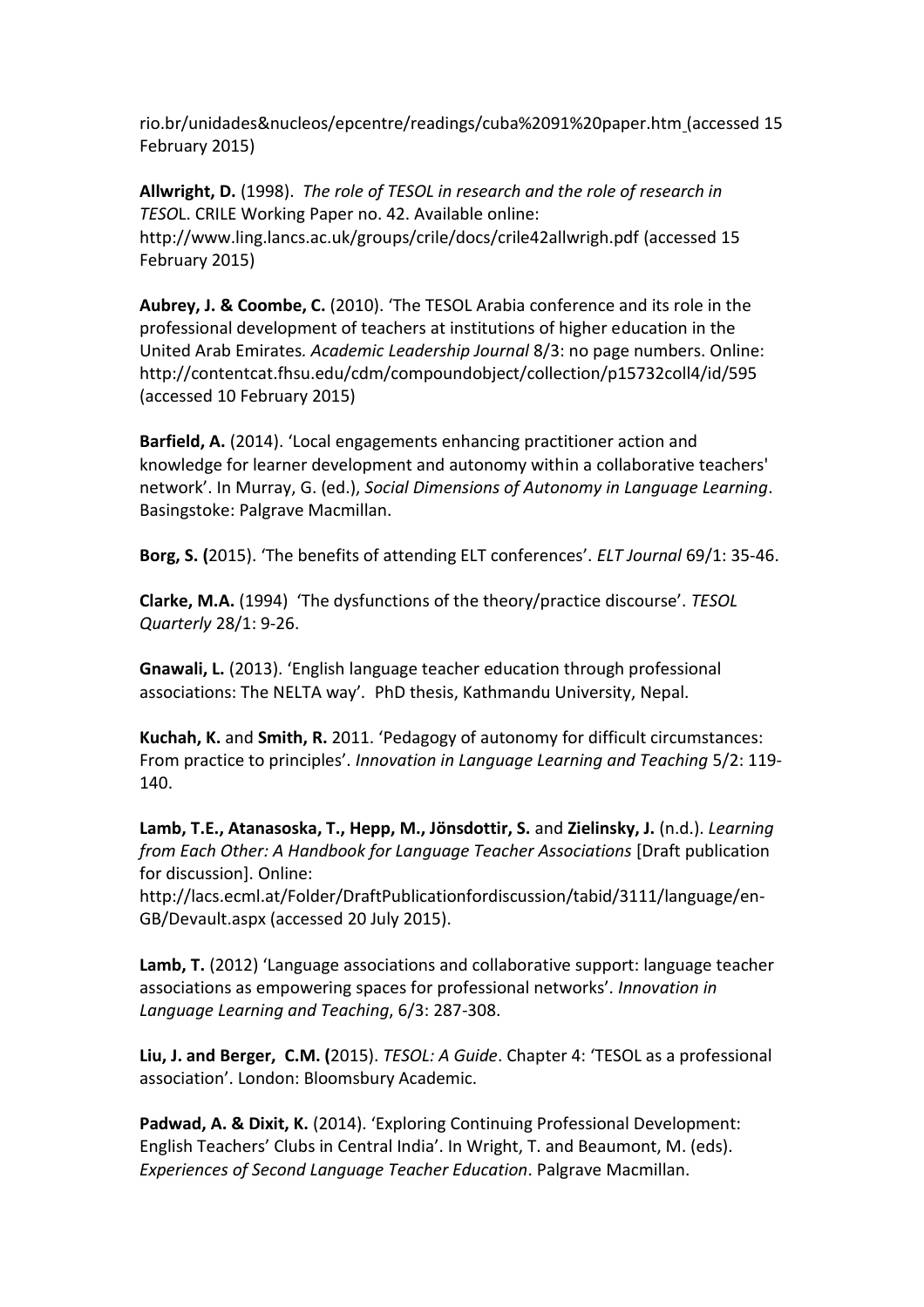rio.br/unidades&nucleos/epcentre/readings/cuba%2091%20paper.htm (accessed 15 February 2015)

**Allwright, D.** (1998). *The role of TESOL in research and the role of research in TESO*L. CRILE Working Paper no. 42. Available online: http://www.ling.lancs.ac.uk/groups/crile/docs/crile42allwrigh.pdf (accessed 15 February 2015)

**Aubrey, J. & Coombe, C.** (2010). 'The TESOL Arabia conference and its role in the professional development of teachers at institutions of higher education in the United Arab Emirates*. Academic Leadership Journal* 8/3: no page numbers. Online: http://contentcat.fhsu.edu/cdm/compoundobject/collection/p15732coll4/id/595 (accessed 10 February 2015)

**Barfield, A.** (2014). 'Local engagements enhancing practitioner action and knowledge for learner development and autonomy within a collaborative teachers' network'. In Murray, G. (ed.), *Social Dimensions of Autonomy in Language Learning*. Basingstoke: Palgrave Macmillan.

**Borg, S. (**2015). 'The benefits of attending ELT conferences'. *ELT Journal* 69/1: 35-46.

**Clarke, M.A.** (1994) 'The dysfunctions of the theory/practice discourse'. *TESOL Quarterly* 28/1: 9-26.

**Gnawali, L.** (2013). 'English language teacher education through professional associations: The NELTA way'. PhD thesis, Kathmandu University, Nepal.

**Kuchah, K.** and **Smith, R.** 2011. 'Pedagogy of autonomy for difficult circumstances: From practice to principles'. *Innovation in Language Learning and Teaching* 5/2: 119-140.

**Lamb, T.E., Atanasoska, T., Hepp, M., Jönsdottir, S.** and **Zielinsky, J.** (n.d.). *Learning from Each Other: A Handbook for Language Teacher Associations* [Draft publication for discussion]. Online: http://lacs.ecml.at/Folder/DraftPublicationfordiscussion/tabid/3111/language/en-GB/Devault.aspx (accessed 20 July 2015).

**Lamb, T.** (2012) 'Language associations and collaborative support: language teacher associations as empowering spaces for professional networks'. *Innovation in Language Learning and Teaching*, 6/3: 287-308.

**Liu, J. and Berger, C.M. (**2015). *TESOL: A Guide*. Chapter 4: 'TESOL as a professional association'. London: Bloomsbury Academic.

**Padwad, A. & Dixit, K.** (2014). 'Exploring Continuing Professional Development: English Teachers' Clubs in Central India'. In Wright, T. and Beaumont, M. (eds). *Experiences of Second Language Teacher Education*. Palgrave Macmillan.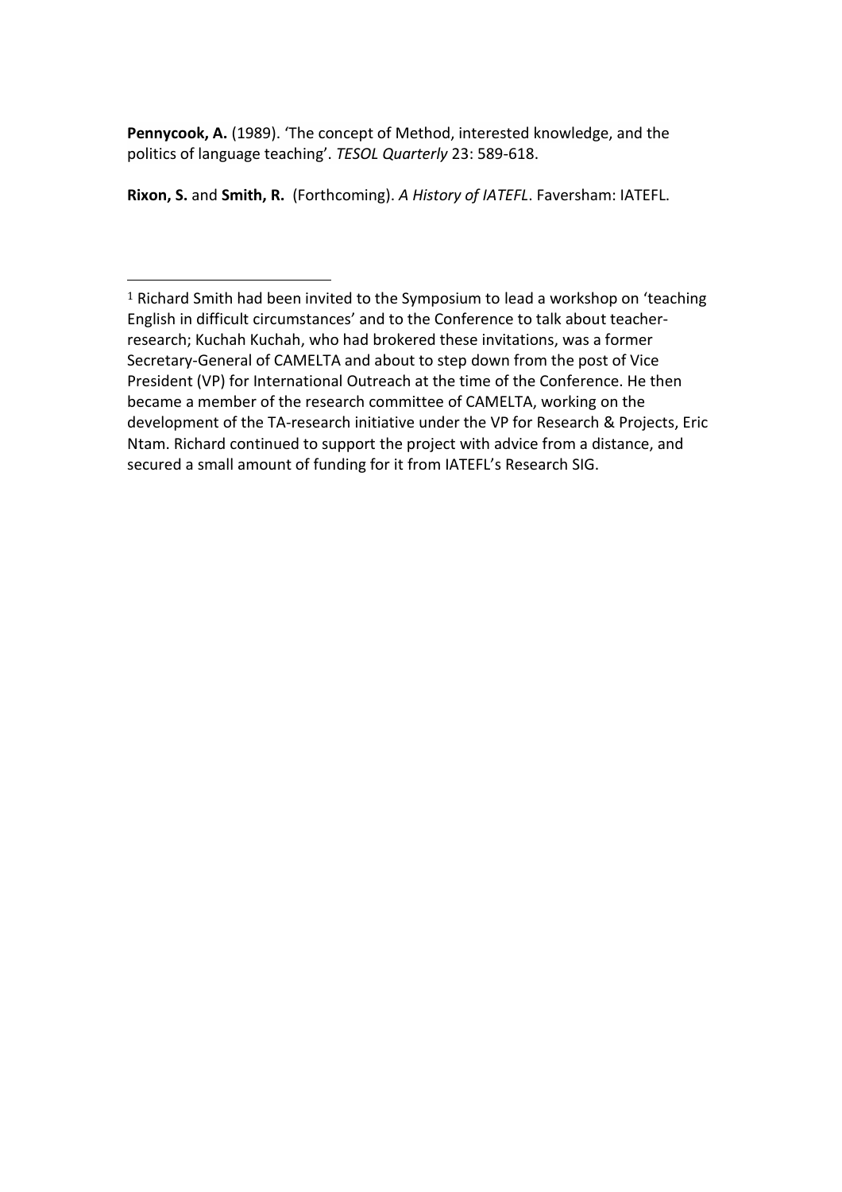**Pennycook, A.** (1989). 'The concept of Method, interested knowledge, and the politics of language teaching'. *TESOL Quarterly* 23: 589-618.

**Rixon, S.** and **Smith, R.** (Forthcoming). *A History of IATEFL*. Faversham: IATEFL.

---

[1] Richard Smith had been invited to the Symposium to lead a workshop on 'teaching English in difficult circumstances' and to the Conference to talk about teacher-research; Kuchah Kuchah, who had brokered these invitations, was a former Secretary-General of CAMELTA and about to step down from the post of Vice President (VP) for International Outreach at the time of the Conference. He then became a member of the research committee of CAMELTA, working on the development of the TA-research initiative under the VP for Research & Projects, Eric Ntam. Richard continued to support the project with advice from a distance, and secured a small amount of funding for it from IATEFL's Research SIG.